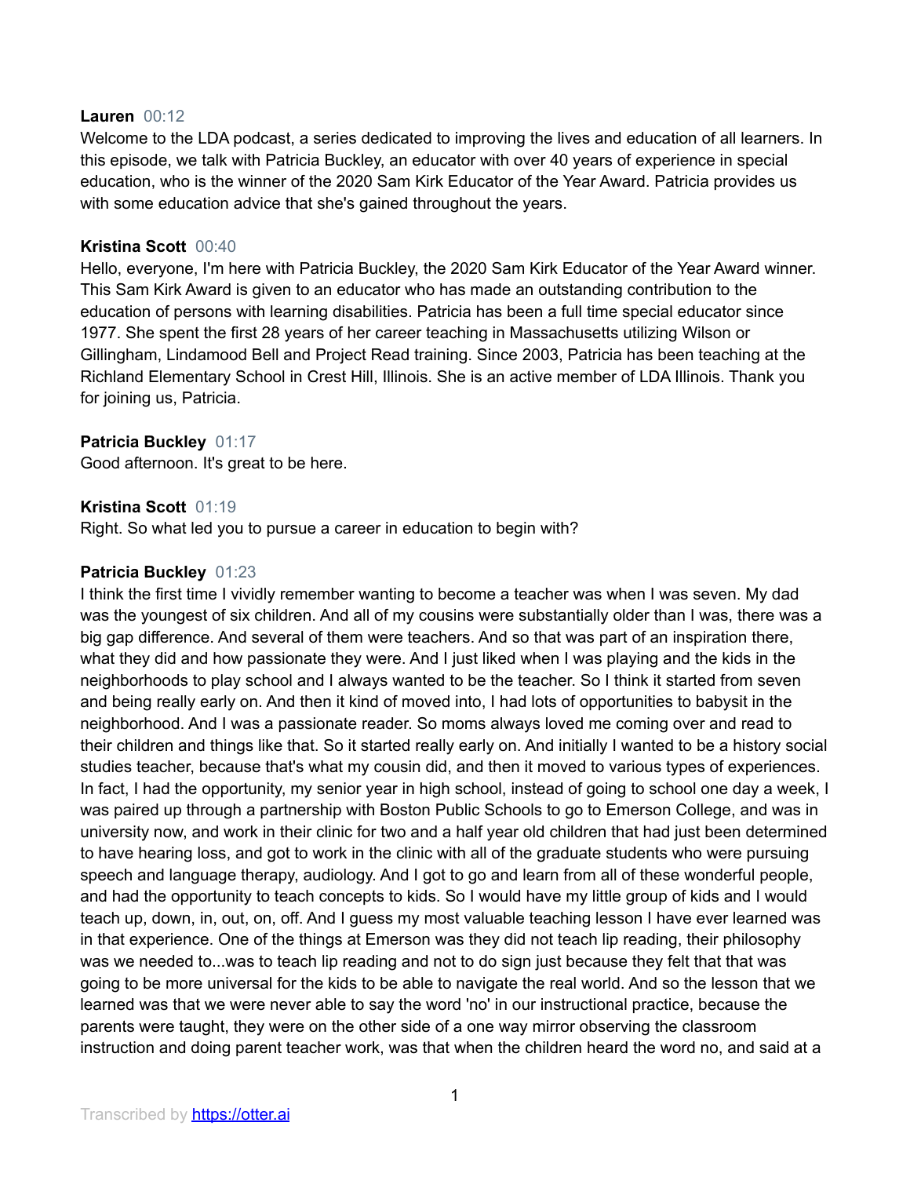**Lauren** 00:12
Welcome to the LDA podcast, a series dedicated to improving the lives and education of all learners. In this episode, we talk with Patricia Buckley, an educator with over 40 years of experience in special education, who is the winner of the 2020 Sam Kirk Educator of the Year Award. Patricia provides us with some education advice that she's gained throughout the years.

**Kristina Scott** 00:40
Hello, everyone, I'm here with Patricia Buckley, the 2020 Sam Kirk Educator of the Year Award winner. This Sam Kirk Award is given to an educator who has made an outstanding contribution to the education of persons with learning disabilities. Patricia has been a full time special educator since 1977. She spent the first 28 years of her career teaching in Massachusetts utilizing Wilson or Gillingham, Lindamood Bell and Project Read training. Since 2003, Patricia has been teaching at the Richland Elementary School in Crest Hill, Illinois. She is an active member of LDA Illinois. Thank you for joining us, Patricia.

**Patricia Buckley** 01:17
Good afternoon. It's great to be here.

**Kristina Scott** 01:19
Right. So what led you to pursue a career in education to begin with?

**Patricia Buckley** 01:23
I think the first time I vividly remember wanting to become a teacher was when I was seven. My dad was the youngest of six children. And all of my cousins were substantially older than I was, there was a big gap difference. And several of them were teachers. And so that was part of an inspiration there, what they did and how passionate they were. And I just liked when I was playing and the kids in the neighborhoods to play school and I always wanted to be the teacher. So I think it started from seven and being really early on. And then it kind of moved into, I had lots of opportunities to babysit in the neighborhood. And I was a passionate reader. So moms always loved me coming over and read to their children and things like that. So it started really early on. And initially I wanted to be a history social studies teacher, because that's what my cousin did, and then it moved to various types of experiences. In fact, I had the opportunity, my senior year in high school, instead of going to school one day a week, I was paired up through a partnership with Boston Public Schools to go to Emerson College, and was in university now, and work in their clinic for two and a half year old children that had just been determined to have hearing loss, and got to work in the clinic with all of the graduate students who were pursuing speech and language therapy, audiology. And I got to go and learn from all of these wonderful people, and had the opportunity to teach concepts to kids. So I would have my little group of kids and I would teach up, down, in, out, on, off. And I guess my most valuable teaching lesson I have ever learned was in that experience. One of the things at Emerson was they did not teach lip reading, their philosophy was we needed to...was to teach lip reading and not to do sign just because they felt that that was going to be more universal for the kids to be able to navigate the real world. And so the lesson that we learned was that we were never able to say the word 'no' in our instructional practice, because the parents were taught, they were on the other side of a one way mirror observing the classroom instruction and doing parent teacher work, was that when the children heard the word no, and said at a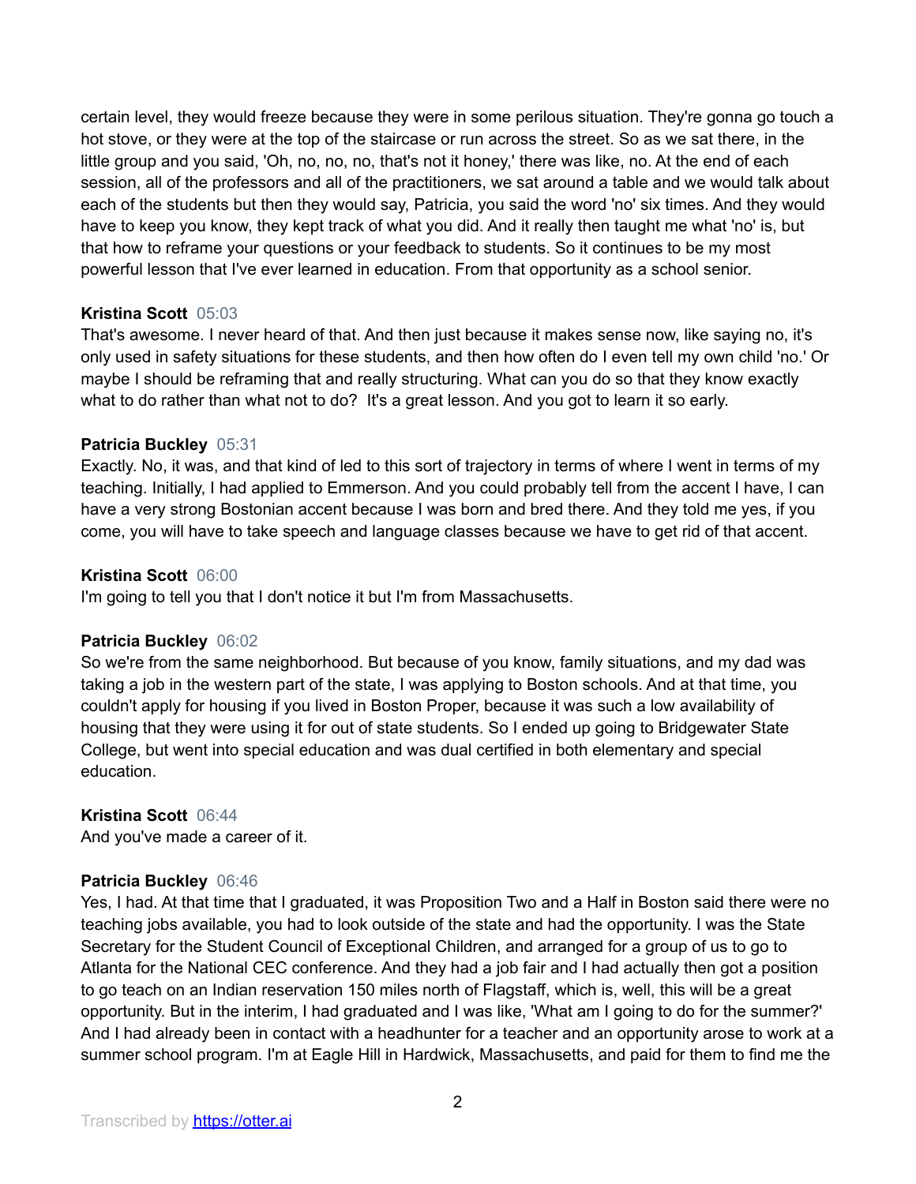certain level, they would freeze because they were in some perilous situation. They're gonna go touch a hot stove, or they were at the top of the staircase or run across the street. So as we sat there, in the little group and you said, 'Oh, no, no, no, that's not it honey,' there was like, no. At the end of each session, all of the professors and all of the practitioners, we sat around a table and we would talk about each of the students but then they would say, Patricia, you said the word 'no' six times. And they would have to keep you know, they kept track of what you did. And it really then taught me what 'no' is, but that how to reframe your questions or your feedback to students. So it continues to be my most powerful lesson that I've ever learned in education. From that opportunity as a school senior.

**Kristina Scott** 05:03
That's awesome. I never heard of that. And then just because it makes sense now, like saying no, it's only used in safety situations for these students, and then how often do I even tell my own child 'no.' Or maybe I should be reframing that and really structuring. What can you do so that they know exactly what to do rather than what not to do? It's a great lesson. And you got to learn it so early.

**Patricia Buckley** 05:31
Exactly. No, it was, and that kind of led to this sort of trajectory in terms of where I went in terms of my teaching. Initially, I had applied to Emmerson. And you could probably tell from the accent I have, I can have a very strong Bostonian accent because I was born and bred there. And they told me yes, if you come, you will have to take speech and language classes because we have to get rid of that accent.

**Kristina Scott** 06:00
I'm going to tell you that I don't notice it but I'm from Massachusetts.

**Patricia Buckley** 06:02
So we're from the same neighborhood. But because of you know, family situations, and my dad was taking a job in the western part of the state, I was applying to Boston schools. And at that time, you couldn't apply for housing if you lived in Boston Proper, because it was such a low availability of housing that they were using it for out of state students. So I ended up going to Bridgewater State College, but went into special education and was dual certified in both elementary and special education.

**Kristina Scott** 06:44
And you've made a career of it.

**Patricia Buckley** 06:46
Yes, I had. At that time that I graduated, it was Proposition Two and a Half in Boston said there were no teaching jobs available, you had to look outside of the state and had the opportunity. I was the State Secretary for the Student Council of Exceptional Children, and arranged for a group of us to go to Atlanta for the National CEC conference. And they had a job fair and I had actually then got a position to go teach on an Indian reservation 150 miles north of Flagstaff, which is, well, this will be a great opportunity. But in the interim, I had graduated and I was like, 'What am I going to do for the summer?' And I had already been in contact with a headhunter for a teacher and an opportunity arose to work at a summer school program. I'm at Eagle Hill in Hardwick, Massachusetts, and paid for them to find me the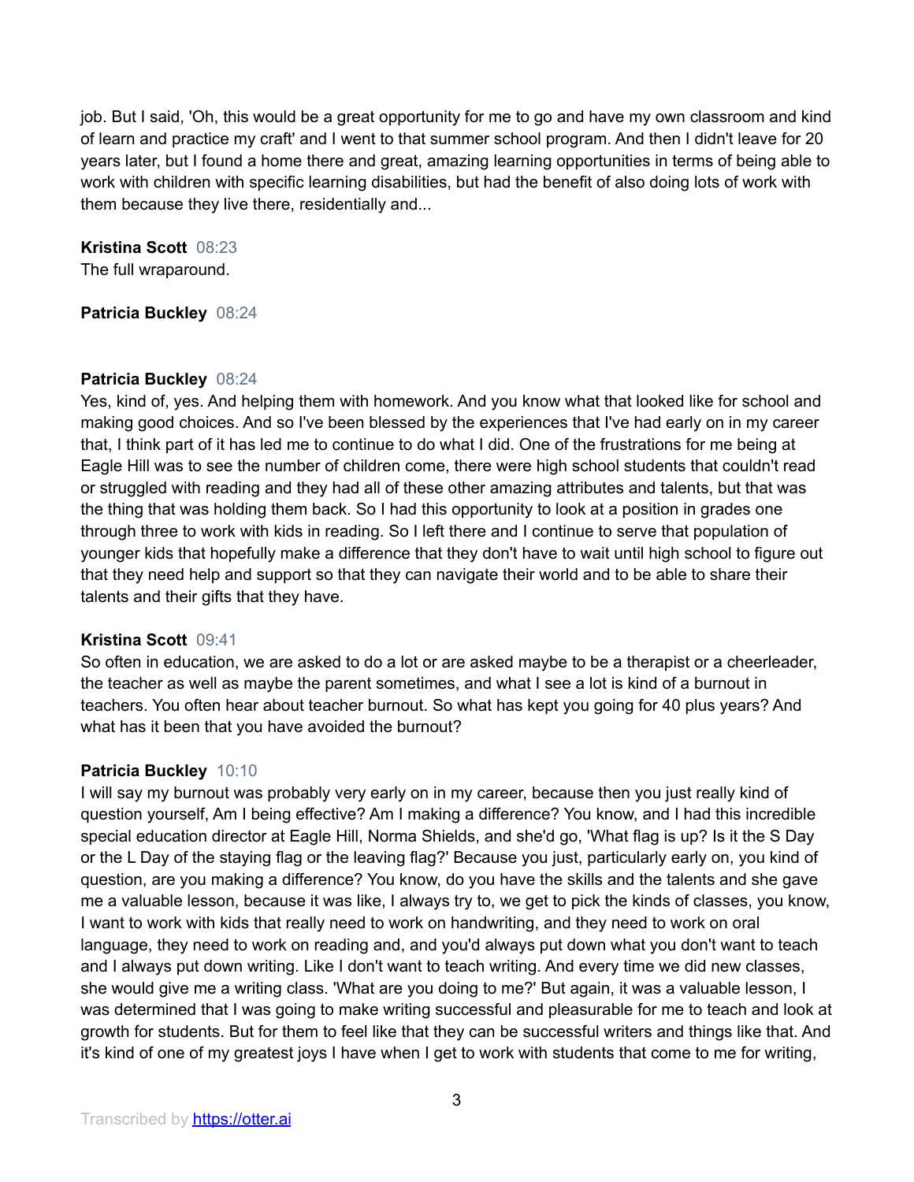job. But I said, 'Oh, this would be a great opportunity for me to go and have my own classroom and kind of learn and practice my craft' and I went to that summer school program. And then I didn't leave for 20 years later, but I found a home there and great, amazing learning opportunities in terms of being able to work with children with specific learning disabilities, but had the benefit of also doing lots of work with them because they live there, residentially and...

**Kristina Scott** 08:23
The full wraparound.

**Patricia Buckley** 08:24

**Patricia Buckley** 08:24
Yes, kind of, yes. And helping them with homework. And you know what that looked like for school and making good choices. And so I've been blessed by the experiences that I've had early on in my career that, I think part of it has led me to continue to do what I did. One of the frustrations for me being at Eagle Hill was to see the number of children come, there were high school students that couldn't read or struggled with reading and they had all of these other amazing attributes and talents, but that was the thing that was holding them back. So I had this opportunity to look at a position in grades one through three to work with kids in reading. So I left there and I continue to serve that population of younger kids that hopefully make a difference that they don't have to wait until high school to figure out that they need help and support so that they can navigate their world and to be able to share their talents and their gifts that they have.

**Kristina Scott** 09:41
So often in education, we are asked to do a lot or are asked maybe to be a therapist or a cheerleader, the teacher as well as maybe the parent sometimes, and what I see a lot is kind of a burnout in teachers. You often hear about teacher burnout. So what has kept you going for 40 plus years? And what has it been that you have avoided the burnout?

**Patricia Buckley** 10:10
I will say my burnout was probably very early on in my career, because then you just really kind of question yourself, Am I being effective? Am I making a difference? You know, and I had this incredible special education director at Eagle Hill, Norma Shields, and she'd go, 'What flag is up? Is it the S Day or the L Day of the staying flag or the leaving flag?' Because you just, particularly early on, you kind of question, are you making a difference? You know, do you have the skills and the talents and she gave me a valuable lesson, because it was like, I always try to, we get to pick the kinds of classes, you know, I want to work with kids that really need to work on handwriting, and they need to work on oral language, they need to work on reading and, and you'd always put down what you don't want to teach and I always put down writing. Like I don't want to teach writing. And every time we did new classes, she would give me a writing class. 'What are you doing to me?' But again, it was a valuable lesson, I was determined that I was going to make writing successful and pleasurable for me to teach and look at growth for students. But for them to feel like that they can be successful writers and things like that. And it's kind of one of my greatest joys I have when I get to work with students that come to me for writing,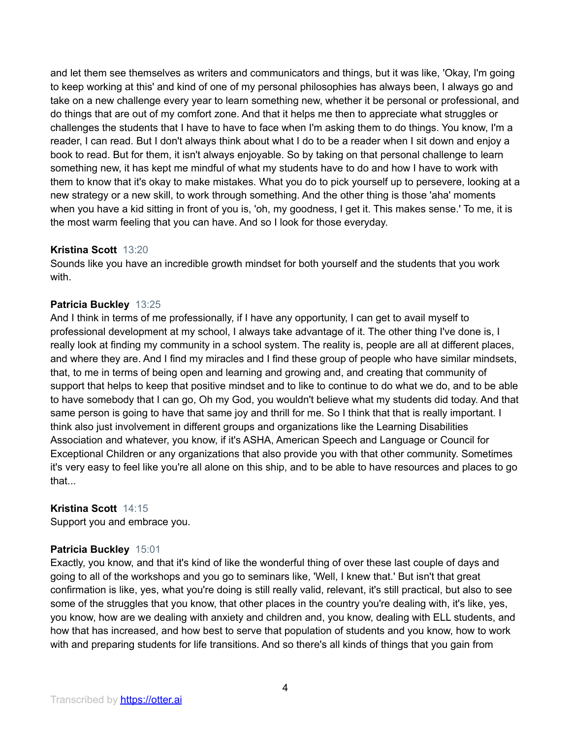and let them see themselves as writers and communicators and things, but it was like, 'Okay, I'm going to keep working at this' and kind of one of my personal philosophies has always been, I always go and take on a new challenge every year to learn something new, whether it be personal or professional, and do things that are out of my comfort zone. And that it helps me then to appreciate what struggles or challenges the students that I have to have to face when I'm asking them to do things. You know, I'm a reader, I can read. But I don't always think about what I do to be a reader when I sit down and enjoy a book to read. But for them, it isn't always enjoyable. So by taking on that personal challenge to learn something new, it has kept me mindful of what my students have to do and how I have to work with them to know that it's okay to make mistakes. What you do to pick yourself up to persevere, looking at a new strategy or a new skill, to work through something. And the other thing is those 'aha' moments when you have a kid sitting in front of you is, 'oh, my goodness, I get it. This makes sense.' To me, it is the most warm feeling that you can have. And so I look for those everyday.

**Kristina Scott** 13:20
Sounds like you have an incredible growth mindset for both yourself and the students that you work with.

**Patricia Buckley** 13:25
And I think in terms of me professionally, if I have any opportunity, I can get to avail myself to professional development at my school, I always take advantage of it. The other thing I've done is, I really look at finding my community in a school system. The reality is, people are all at different places, and where they are. And I find my miracles and I find these group of people who have similar mindsets, that, to me in terms of being open and learning and growing and, and creating that community of support that helps to keep that positive mindset and to like to continue to do what we do, and to be able to have somebody that I can go, Oh my God, you wouldn't believe what my students did today. And that same person is going to have that same joy and thrill for me. So I think that that is really important. I think also just involvement in different groups and organizations like the Learning Disabilities Association and whatever, you know, if it's ASHA, American Speech and Language or Council for Exceptional Children or any organizations that also provide you with that other community. Sometimes it's very easy to feel like you're all alone on this ship, and to be able to have resources and places to go that...

**Kristina Scott** 14:15
Support you and embrace you.

**Patricia Buckley** 15:01
Exactly, you know, and that it's kind of like the wonderful thing of over these last couple of days and going to all of the workshops and you go to seminars like, 'Well, I knew that.' But isn't that great confirmation is like, yes, what you're doing is still really valid, relevant, it's still practical, but also to see some of the struggles that you know, that other places in the country you're dealing with, it's like, yes, you know, how are we dealing with anxiety and children and, you know, dealing with ELL students, and how that has increased, and how best to serve that population of students and you know, how to work with and preparing students for life transitions. And so there's all kinds of things that you gain from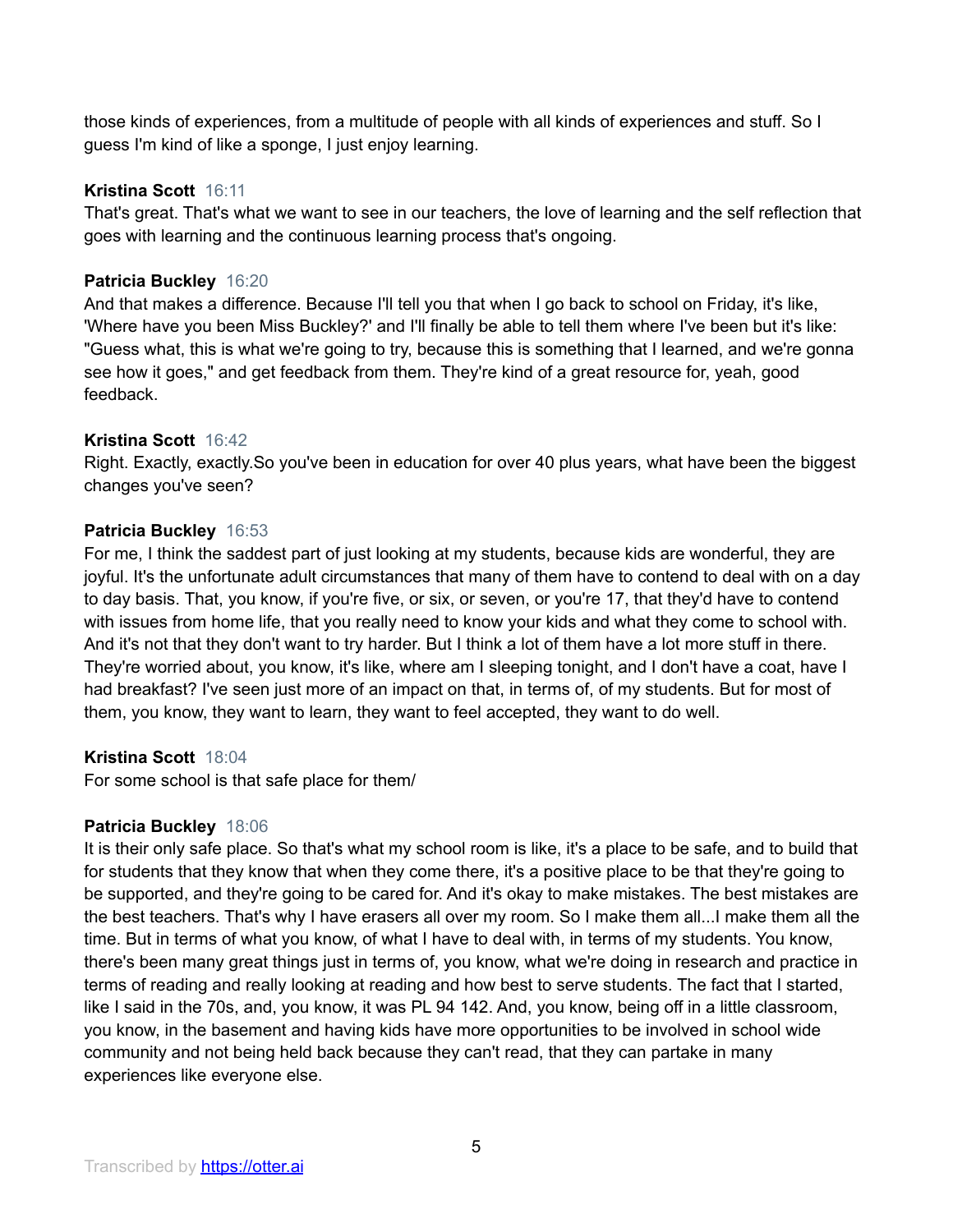those kinds of experiences, from a multitude of people with all kinds of experiences and stuff. So I guess I'm kind of like a sponge, I just enjoy learning.

**Kristina Scott** 16:11
That's great. That's what we want to see in our teachers, the love of learning and the self reflection that goes with learning and the continuous learning process that's ongoing.

**Patricia Buckley** 16:20
And that makes a difference. Because I'll tell you that when I go back to school on Friday, it's like, 'Where have you been Miss Buckley?' and I'll finally be able to tell them where I've been but it's like: "Guess what, this is what we're going to try, because this is something that I learned, and we're gonna see how it goes," and get feedback from them. They're kind of a great resource for, yeah, good feedback.

**Kristina Scott** 16:42
Right. Exactly, exactly.So you've been in education for over 40 plus years, what have been the biggest changes you've seen?

**Patricia Buckley** 16:53
For me, I think the saddest part of just looking at my students, because kids are wonderful, they are joyful. It's the unfortunate adult circumstances that many of them have to contend to deal with on a day to day basis. That, you know, if you're five, or six, or seven, or you're 17, that they'd have to contend with issues from home life, that you really need to know your kids and what they come to school with. And it's not that they don't want to try harder. But I think a lot of them have a lot more stuff in there. They're worried about, you know, it's like, where am I sleeping tonight, and I don't have a coat, have I had breakfast? I've seen just more of an impact on that, in terms of, of my students. But for most of them, you know, they want to learn, they want to feel accepted, they want to do well.

**Kristina Scott** 18:04
For some school is that safe place for them/

**Patricia Buckley** 18:06
It is their only safe place. So that's what my school room is like, it's a place to be safe, and to build that for students that they know that when they come there, it's a positive place to be that they're going to be supported, and they're going to be cared for. And it's okay to make mistakes. The best mistakes are the best teachers. That's why I have erasers all over my room. So I make them all...I make them all the time. But in terms of what you know, of what I have to deal with, in terms of my students. You know, there's been many great things just in terms of, you know, what we're doing in research and practice in terms of reading and really looking at reading and how best to serve students. The fact that I started, like I said in the 70s, and, you know, it was PL 94 142. And, you know, being off in a little classroom, you know, in the basement and having kids have more opportunities to be involved in school wide community and not being held back because they can't read, that they can partake in many experiences like everyone else.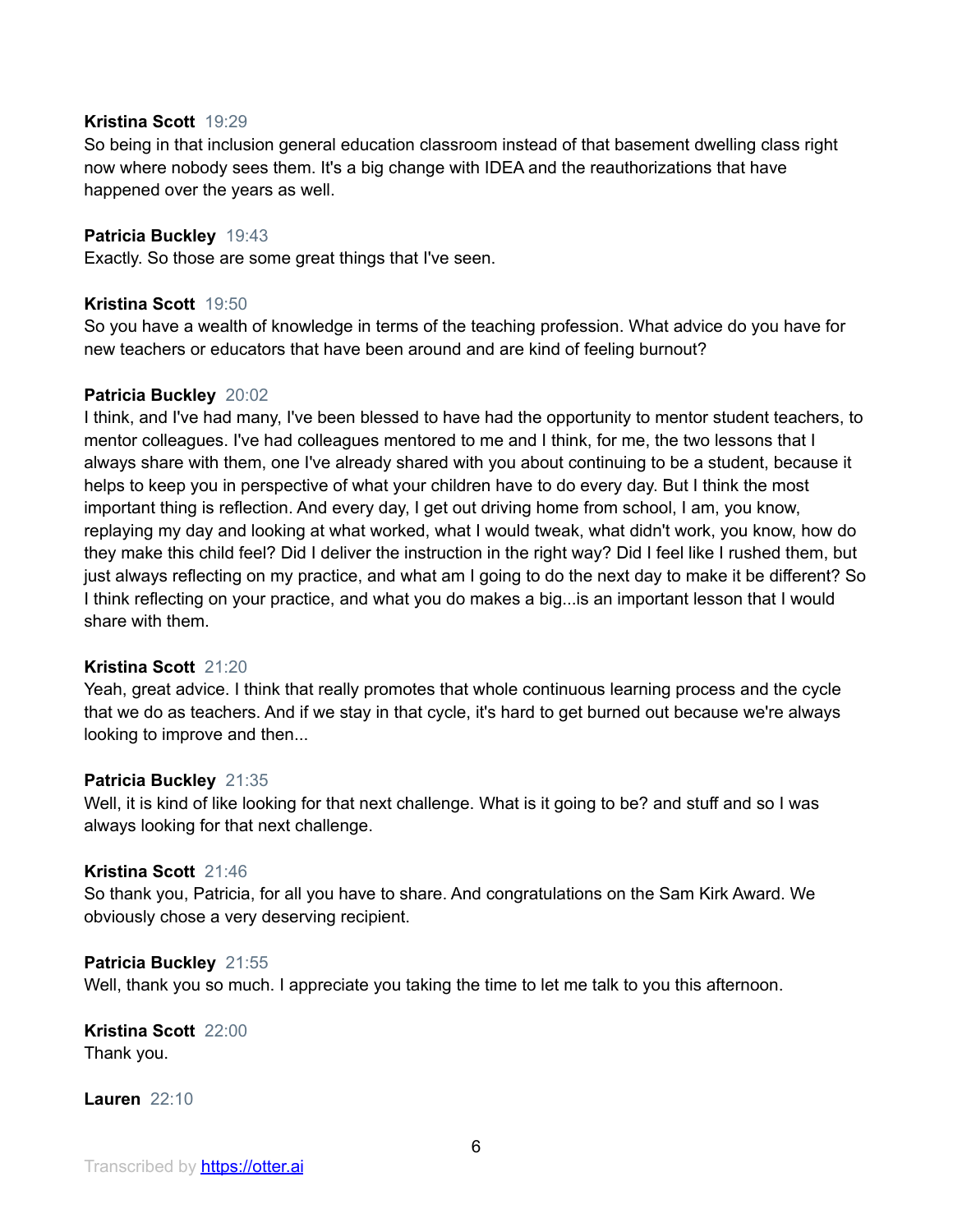**Kristina Scott** 19:29
So being in that inclusion general education classroom instead of that basement dwelling class right now where nobody sees them. It's a big change with IDEA and the reauthorizations that have happened over the years as well.

**Patricia Buckley** 19:43
Exactly. So those are some great things that I've seen.

**Kristina Scott** 19:50
So you have a wealth of knowledge in terms of the teaching profession. What advice do you have for new teachers or educators that have been around and are kind of feeling burnout?

**Patricia Buckley** 20:02
I think, and I've had many, I've been blessed to have had the opportunity to mentor student teachers, to mentor colleagues. I've had colleagues mentored to me and I think, for me, the two lessons that I always share with them, one I've already shared with you about continuing to be a student, because it helps to keep you in perspective of what your children have to do every day. But I think the most important thing is reflection. And every day, I get out driving home from school, I am, you know, replaying my day and looking at what worked, what I would tweak, what didn't work, you know, how do they make this child feel? Did I deliver the instruction in the right way? Did I feel like I rushed them, but just always reflecting on my practice, and what am I going to do the next day to make it be different? So I think reflecting on your practice, and what you do makes a big...is an important lesson that I would share with them.

**Kristina Scott** 21:20
Yeah, great advice. I think that really promotes that whole continuous learning process and the cycle that we do as teachers. And if we stay in that cycle, it's hard to get burned out because we're always looking to improve and then...

**Patricia Buckley** 21:35
Well, it is kind of like looking for that next challenge. What is it going to be? and stuff and so I was always looking for that next challenge.

**Kristina Scott** 21:46
So thank you, Patricia, for all you have to share. And congratulations on the Sam Kirk Award. We obviously chose a very deserving recipient.

**Patricia Buckley** 21:55
Well, thank you so much. I appreciate you taking the time to let me talk to you this afternoon.

**Kristina Scott** 22:00
Thank you.

**Lauren** 22:10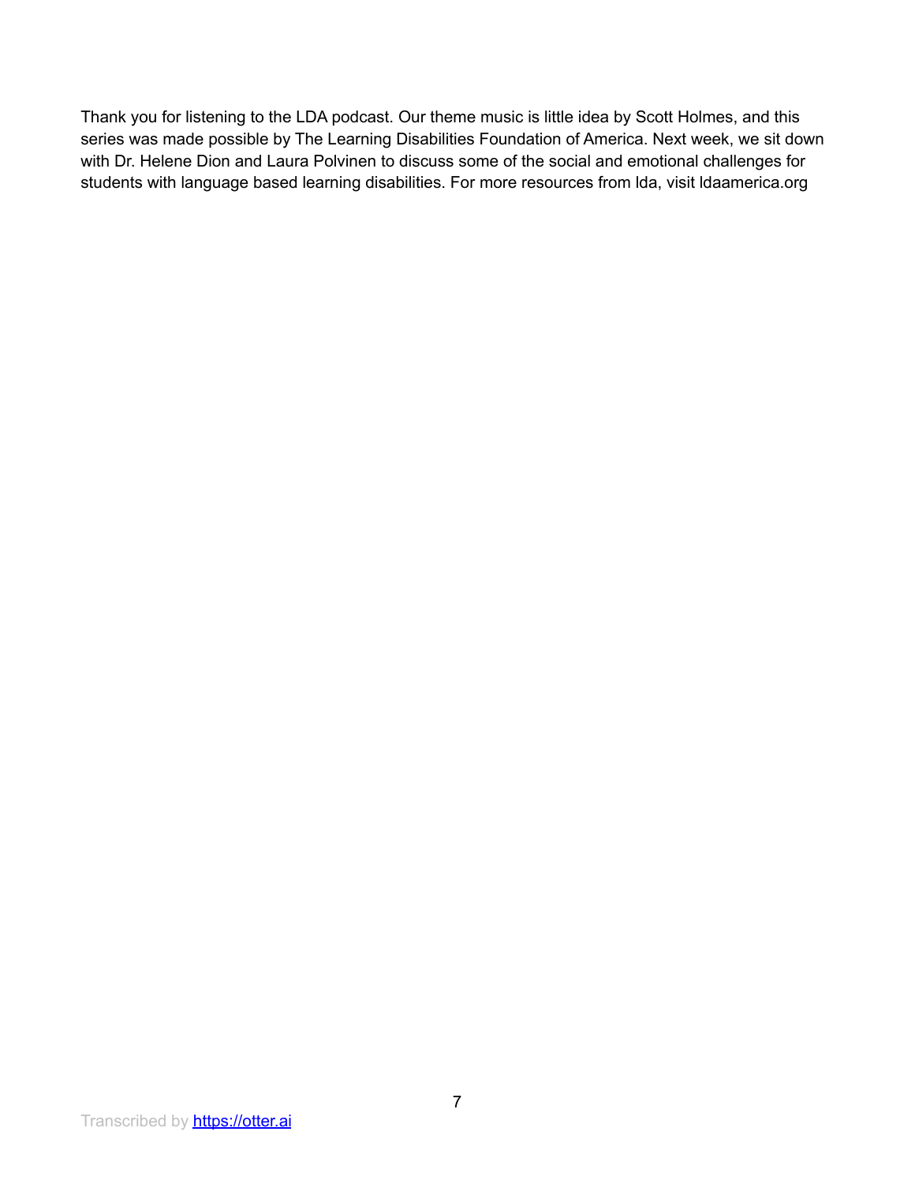Thank you for listening to the LDA podcast. Our theme music is little idea by Scott Holmes, and this series was made possible by The Learning Disabilities Foundation of America. Next week, we sit down with Dr. Helene Dion and Laura Polvinen to discuss some of the social and emotional challenges for students with language based learning disabilities. For more resources from lda, visit ldaamerica.org